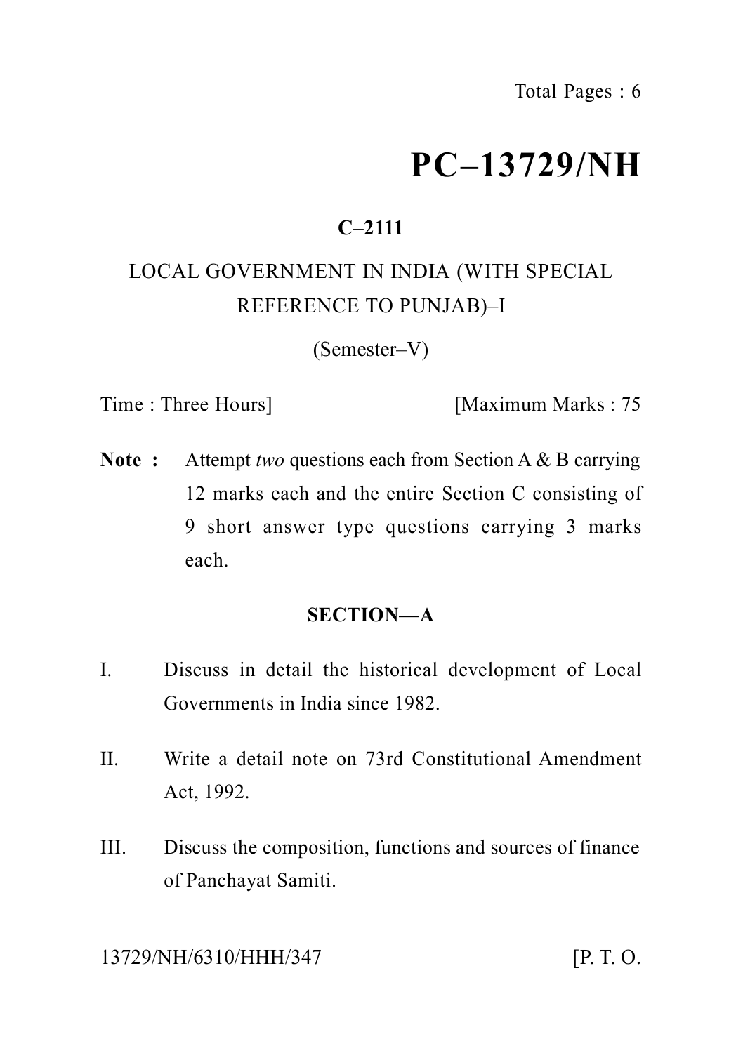# PC–13729/NH

**C–2111**

LOCAL GOVERNMENT IN INDIA (WITH SPECIAL REFERENCE TO PUNJAB)–I

(Semester–V)

Time : Three Hours] [Maximum Marks : 75

**Note :** Attempt *two* questions each from Section A & B carrying 12 marks each and the entire Section C consisting of 9 short answer type questions carrying 3 marks each.

## SECTION—A

I. Discuss in detail the historical development of Local Governments in India since 1982.

II. Write a detail note on 73rd Constitutional Amendment Act, 1992.

III. Discuss the composition, functions and sources of finance of Panchayat Samiti.

13729/NH/6310/HHH/347 [P. T. O.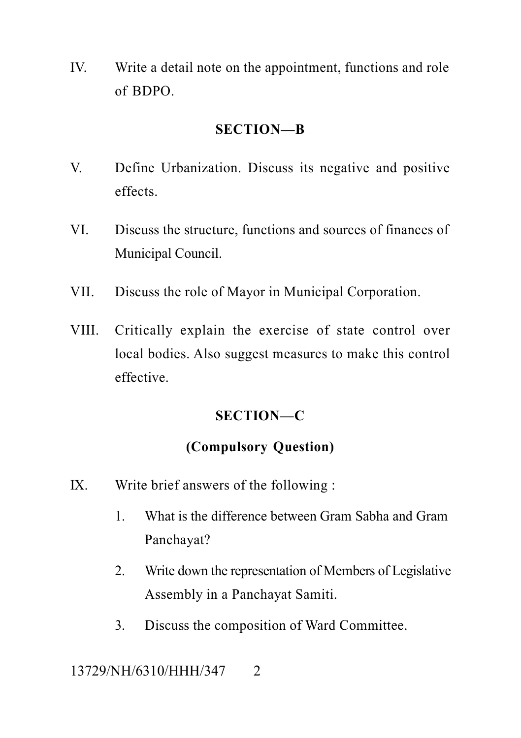IV. Write a detail note on the appointment, functions and role of BDPO.

## SECTION—B

V. Define Urbanization. Discuss its negative and positive effects.

VI. Discuss the structure, functions and sources of finances of Municipal Council.

VII. Discuss the role of Mayor in Municipal Corporation.

VIII. Critically explain the exercise of state control over local bodies. Also suggest measures to make this control effective.

## SECTION—C

### (Compulsory Question)

IX. Write brief answers of the following :

1. What is the difference between Gram Sabha and Gram Panchayat?
2. Write down the representation of Members of Legislative Assembly in a Panchayat Samiti.
3. Discuss the composition of Ward Committee.

13729/NH/6310/HHH/347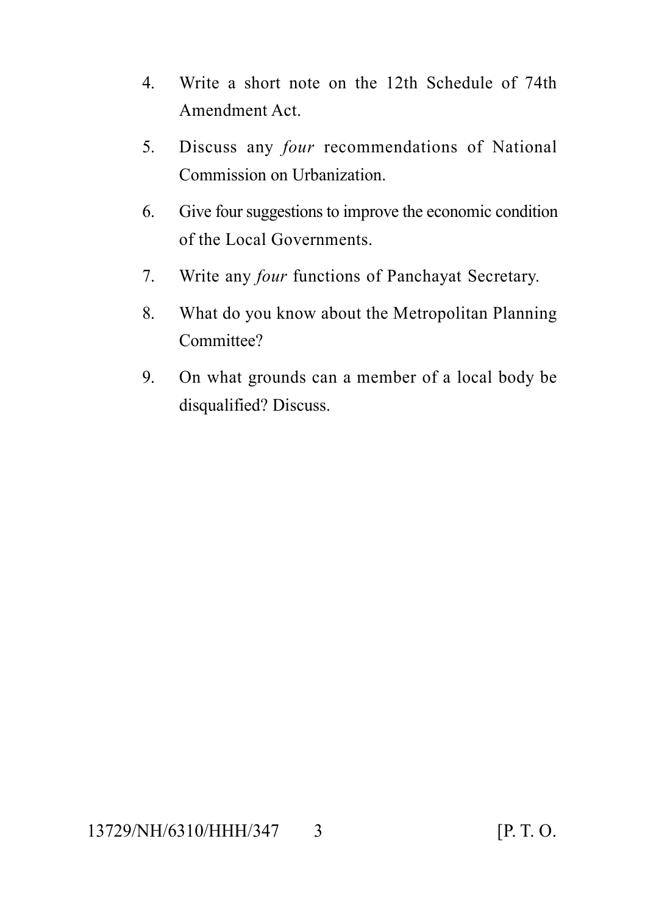4. Write a short note on the 12th Schedule of 74th Amendment Act.

5. Discuss any *four* recommendations of National Commission on Urbanization.

6. Give four suggestions to improve the economic condition of the Local Governments.

7. Write any *four* functions of Panchayat Secretary.

8. What do you know about the Metropolitan Planning Committee?

9. On what grounds can a member of a local body be disqualified? Discuss.

13729/NH/6310/HHH/347 [P. T. O.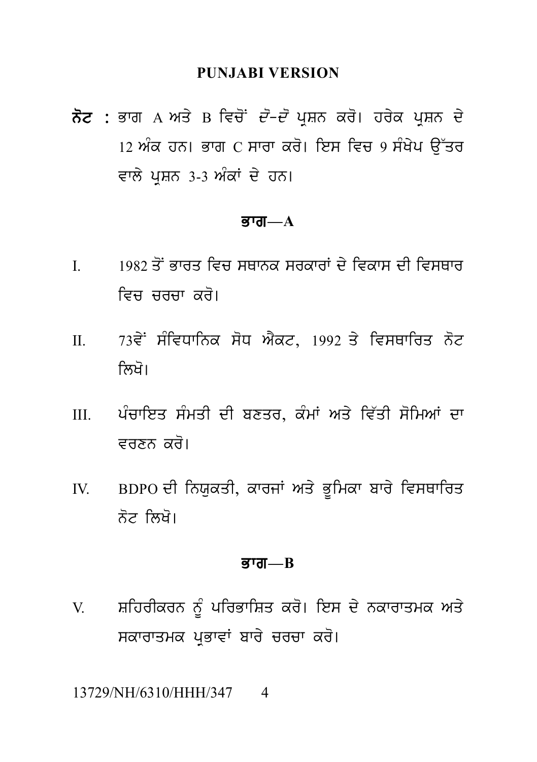## PUNJABI VERSION

**ਨੋਟ :** ਭਾਗ A ਅਤੇ B ਵਿਚੋਂ *ਦੋ-ਦੋ* ਪ੍ਰਸ਼ਨ ਕਰੋ। ਹਰੇਕ ਪ੍ਰਸ਼ਨ ਦੇ 12 ਅੰਕ ਹਨ। ਭਾਗ C ਸਾਰਾ ਕਰੋ। ਇਸ ਵਿਚ 9 ਸੰਖੇਪ ਉੱਤਰ ਵਾਲੇ ਪ੍ਰਸ਼ਨ 3-3 ਅੰਕਾਂ ਦੇ ਹਨ।

### ਭਾਗ—A

I. 1982 ਤੋਂ ਭਾਰਤ ਵਿਚ ਸਥਾਨਕ ਸਰਕਾਰਾਂ ਦੇ ਵਿਕਾਸ ਦੀ ਵਿਸਥਾਰ ਵਿਚ ਚਰਚਾ ਕਰੋ।

II. 73ਵੇਂ ਸੰਵਿਧਾਨਿਕ ਸੋਧ ਐਕਟ, 1992 ਤੇ ਵਿਸਥਾਰਿਤ ਨੋਟ ਲਿਖੋ।

III. ਪੰਚਾਇਤ ਸੰਮਤੀ ਦੀ ਬਣਤਰ, ਕੰਮਾਂ ਅਤੇ ਵਿੱਤੀ ਸੋਮਿਆਂ ਦਾ ਵਰਣਨ ਕਰੋ।

IV. BDPO ਦੀ ਨਿਯੁਕਤੀ, ਕਾਰਜਾਂ ਅਤੇ ਭੂਮਿਕਾ ਬਾਰੇ ਵਿਸਥਾਰਿਤ ਨੋਟ ਲਿਖੋ।

### ਭਾਗ—B

V. ਸ਼ਹਿਰੀਕਰਨ ਨੂੰ ਪਰਿਭਾਸ਼ਿਤ ਕਰੋ। ਇਸ ਦੇ ਨਕਾਰਾਤਮਕ ਅਤੇ ਸਕਾਰਾਤਮਕ ਪ੍ਰਭਾਵਾਂ ਬਾਰੇ ਚਰਚਾ ਕਰੋ।

13729/NH/6310/HHH/347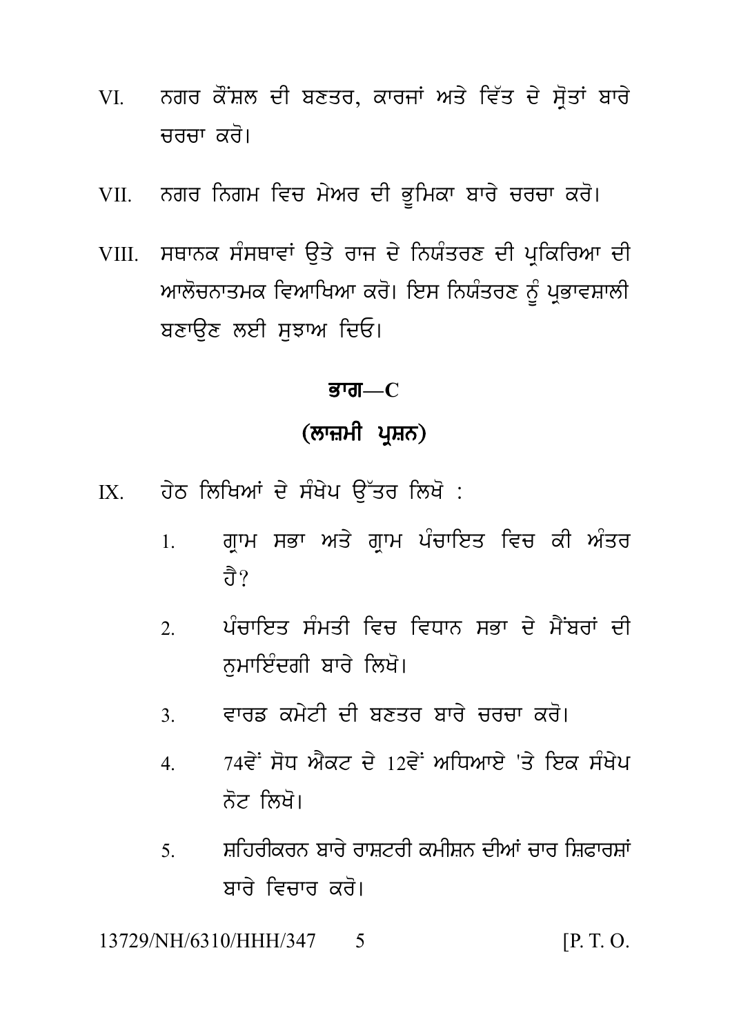VI. ਨਗਰ ਕੌਂਸ਼ਲ ਦੀ ਬਣਤਰ, ਕਾਰਜਾਂ ਅਤੇ ਵਿੱਤ ਦੇ ਸ੍ਰੋਤਾਂ ਬਾਰੇ ਚਰਚਾ ਕਰੋ।

VII. ਨਗਰ ਨਿਗਮ ਵਿਚ ਮੇਅਰ ਦੀ ਭੂਮਿਕਾ ਬਾਰੇ ਚਰਚਾ ਕਰੋ।

VIII. ਸਥਾਨਕ ਸੰਸਥਾਵਾਂ ਉਤੇ ਰਾਜ ਦੇ ਨਿਯੰਤਰਣ ਦੀ ਪ੍ਰਕਿਰਿਆ ਦੀ ਆਲੋਚਨਾਤਮਕ ਵਿਆਖਿਆ ਕਰੋ। ਇਸ ਨਿਯੰਤਰਣ ਨੂੰ ਪ੍ਰਭਾਵਸ਼ਾਲੀ ਬਣਾਉਣ ਲਈ ਸੁਝਾਅ ਦਿਓ।

## ਭਾਗ—C

## (ਲਾਜ਼ਮੀ ਪ੍ਰਸ਼ਨ)

IX. ਹੇਠ ਲਿਖਿਆਂ ਦੇ ਸੰਖੇਪ ਉੱਤਰ ਲਿਖੋ :

1. ਗ੍ਰਾਮ ਸਭਾ ਅਤੇ ਗ੍ਰਾਮ ਪੰਚਾਇਤ ਵਿਚ ਕੀ ਅੰਤਰ ਹੈ?
2. ਪੰਚਾਇਤ ਸੰਮਤੀ ਵਿਚ ਵਿਧਾਨ ਸਭਾ ਦੇ ਮੈਂਬਰਾਂ ਦੀ ਨੁਮਾਇੰਦਗੀ ਬਾਰੇ ਲਿਖੋ।
3. ਵਾਰਡ ਕਮੇਟੀ ਦੀ ਬਣਤਰ ਬਾਰੇ ਚਰਚਾ ਕਰੋ।
4. 74ਵੇਂ ਸੋਧ ਐਕਟ ਦੇ 12ਵੇਂ ਅਧਿਆਏ 'ਤੇ ਇਕ ਸੰਖੇਪ ਨੋਟ ਲਿਖੋ।
5. ਸ਼ਹਿਰੀਕਰਨ ਬਾਰੇ ਰਾਸ਼ਟਰੀ ਕਮੀਸ਼ਨ ਦੀਆਂ ਚਾਰ ਸ਼ਿਫਾਰਸ਼ਾਂ ਬਾਰੇ ਵਿਚਾਰ ਕਰੋ।

13729/NH/6310/HHH/347 [P. T. O.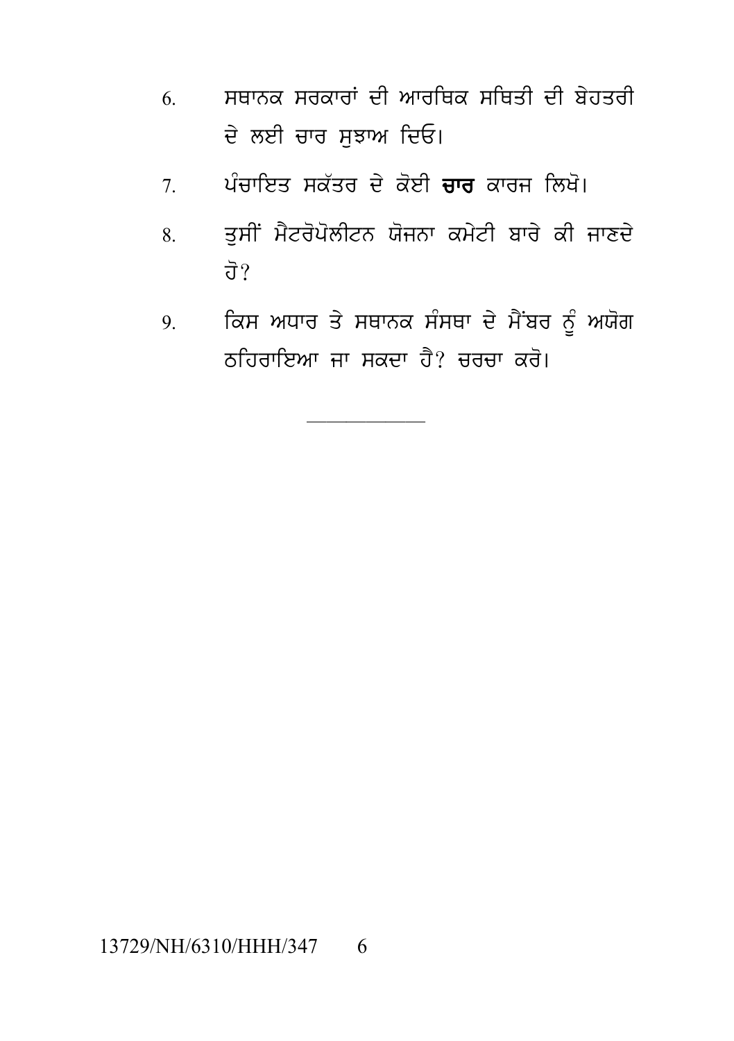6. ਸਥਾਨਕ ਸਰਕਾਰਾਂ ਦੀ ਆਰਥਿਕ ਸਥਿਤੀ ਦੀ ਬੇਹਤਰੀ ਦੇ ਲਈ ਚਾਰ ਸੁਝਾਅ ਦਿਓ।

7. ਪੰਚਾਇਤ ਸਕੱਤਰ ਦੇ ਕੋਈ **ਚਾਰ** ਕਾਰਜ ਲਿਖੋ।

8. ਤੁਸੀਂ ਮੈਟਰੋਪੋਲੀਟਨ ਯੋਜਨਾ ਕਮੇਟੀ ਬਾਰੇ ਕੀ ਜਾਣਦੇ ਹੋ?

9. ਕਿਸ ਅਧਾਰ ਤੇ ਸਥਾਨਕ ਸੰਸਥਾ ਦੇ ਮੈਂਬਰ ਨੂੰ ਅਯੋਗ ਠਹਿਰਾਇਆ ਜਾ ਸਕਦਾ ਹੈ? ਚਰਚਾ ਕਰੋ।

---

13729/NH/6310/HHH/347